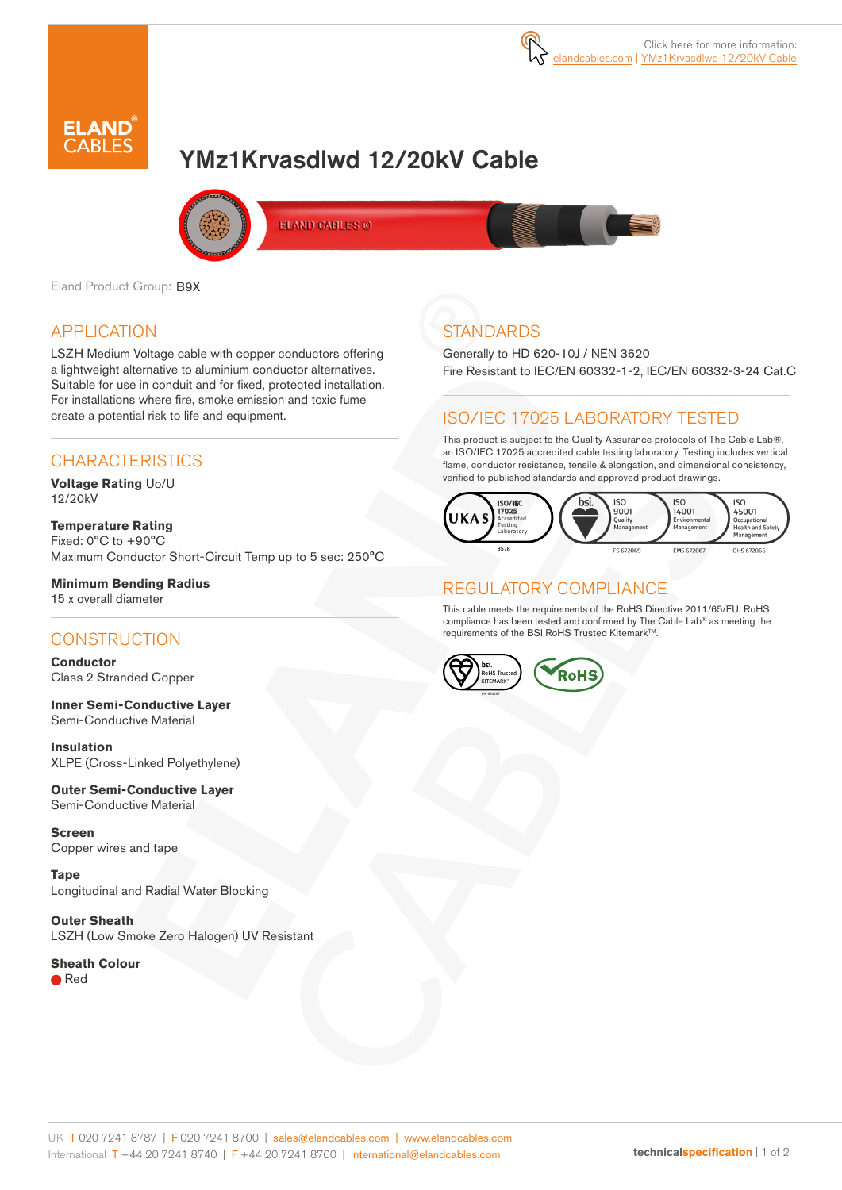Click here for more information: elandcables.com | YMz1Krvasdlwd 12/20kV Cable

# YMz1Krvasdlwd 12/20kV Cable

Eland Product Group: B9X

## APPLICATION

LSZH Medium Voltage cable with copper conductors offering a lightweight alternative to aluminium conductor alternatives. Suitable for use in conduit and for fixed, protected installation. For installations where fire, smoke emission and toxic fume create a potential risk to life and equipment.

## CHARACTERISTICS

**Voltage Rating** Uo/U
12/20kV

**Temperature Rating**
Fixed: 0°C to +90°C
Maximum Conductor Short-Circuit Temp up to 5 sec: 250°C

**Minimum Bending Radius**
15 x overall diameter

## CONSTRUCTION

**Conductor**
Class 2 Stranded Copper

**Inner Semi-Conductive Layer**
Semi-Conductive Material

**Insulation**
XLPE (Cross-Linked Polyethylene)

**Outer Semi-Conductive Layer**
Semi-Conductive Material

**Screen**
Copper wires and tape

**Tape**
Longitudinal and Radial Water Blocking

**Outer Sheath**
LSZH (Low Smoke Zero Halogen) UV Resistant

**Sheath Colour**
Red

## STANDARDS

Generally to HD 620-10J / NEN 3620
Fire Resistant to IEC/EN 60332-1-2, IEC/EN 60332-3-24 Cat.C

## ISO/IEC 17025 LABORATORY TESTED

This product is subject to the Quality Assurance protocols of The Cable Lab®, an ISO/IEC 17025 accredited cable testing laboratory. Testing includes vertical flame, conductor resistance, tensile & elongation, and dimensional consistency, verified to published standards and approved product drawings.

UKAS ISO/IEC 17025 Accredited Testing Laboratory 8578 | bsi. ISO 9001 Quality Management FS 672069 | ISO 14001 Environmental Management EMS 672067 | ISO 45001 Occupational Health and Safety Management OHS 672066

## REGULATORY COMPLIANCE

This cable meets the requirements of the RoHS Directive 2011/65/EU. RoHS compliance has been tested and confirmed by The Cable Lab® as meeting the requirements of the BSI RoHS Trusted Kitemark™.

bsi. RoHS Trusted KITEMARK™ | RoHS

UK T 020 7241 8787 | F 020 7241 8700 | sales@elandcables.com | www.elandcables.com
International T +44 20 7241 8740 | F +44 20 7241 8700 | international@elandcables.com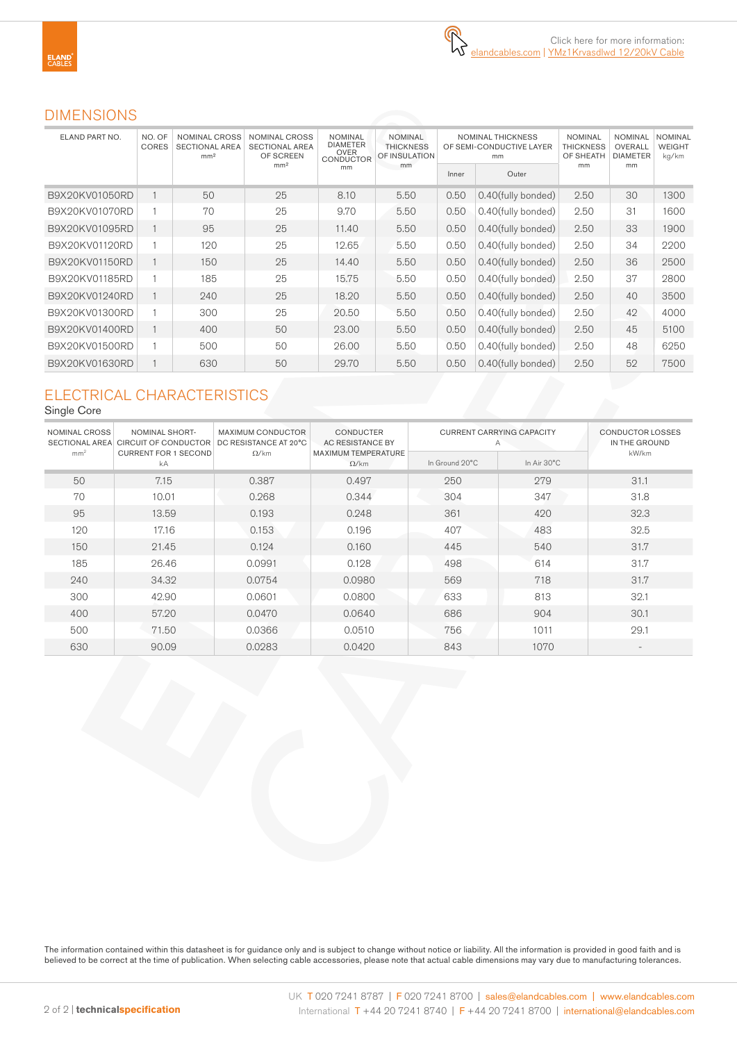Click here for more information: elandcables.com | YMz1Krvasdlwd 12/20kV Cable

## DIMENSIONS

| ELAND PART NO. | NO. OF CORES | NOMINAL CROSS SECTIONAL AREA mm² | NOMINAL CROSS SECTIONAL AREA OF SCREEN mm² | NOMINAL DIAMETER OVER CONDUCTOR mm | NOMINAL THICKNESS OF INSULATION mm | NOMINAL THICKNESS OF SEMI-CONDUCTIVE LAYER mm | | NOMINAL THICKNESS OF SHEATH mm | NOMINAL OVERALL DIAMETER mm | NOMINAL WEIGHT kg/km |
|---|---|---|---|---|---|---|---|---|---|---|
| | | | | | | Inner | Outer | | | |
| B9X20KV01050RD | 1 | 50 | 25 | 8.10 | 5.50 | 0.50 | 0.40(fully bonded) | 2.50 | 30 | 1300 |
| B9X20KV01070RD | 1 | 70 | 25 | 9.70 | 5.50 | 0.50 | 0.40(fully bonded) | 2.50 | 31 | 1600 |
| B9X20KV01095RD | 1 | 95 | 25 | 11.40 | 5.50 | 0.50 | 0.40(fully bonded) | 2.50 | 33 | 1900 |
| B9X20KV01120RD | 1 | 120 | 25 | 12.65 | 5.50 | 0.50 | 0.40(fully bonded) | 2.50 | 34 | 2200 |
| B9X20KV01150RD | 1 | 150 | 25 | 14.40 | 5.50 | 0.50 | 0.40(fully bonded) | 2.50 | 36 | 2500 |
| B9X20KV01185RD | 1 | 185 | 25 | 15.75 | 5.50 | 0.50 | 0.40(fully bonded) | 2.50 | 37 | 2800 |
| B9X20KV01240RD | 1 | 240 | 25 | 18.20 | 5.50 | 0.50 | 0.40(fully bonded) | 2.50 | 40 | 3500 |
| B9X20KV01300RD | 1 | 300 | 25 | 20.50 | 5.50 | 0.50 | 0.40(fully bonded) | 2.50 | 42 | 4000 |
| B9X20KV01400RD | 1 | 400 | 50 | 23.00 | 5.50 | 0.50 | 0.40(fully bonded) | 2.50 | 45 | 5100 |
| B9X20KV01500RD | 1 | 500 | 50 | 26.00 | 5.50 | 0.50 | 0.40(fully bonded) | 2.50 | 48 | 6250 |
| B9X20KV01630RD | 1 | 630 | 50 | 29.70 | 5.50 | 0.50 | 0.40(fully bonded) | 2.50 | 52 | 7500 |

## ELECTRICAL CHARACTERISTICS

Single Core

| NOMINAL CROSS SECTIONAL AREA mm² | NOMINAL SHORT-CIRCUIT OF CONDUCTOR CURRENT FOR 1 SECOND kA | MAXIMUM CONDUCTOR DC RESISTANCE AT 20°C Ω/km | CONDUCTOR AC RESISTANCE BY MAXIMUM TEMPERATURE Ω/km | CURRENT CARRYING CAPACITY A | | CONDUCTOR LOSSES IN THE GROUND kW/km |
|---|---|---|---|---|---|---|
| | | | | In Ground 20°C | In Air 30°C | |
| 50 | 7.15 | 0.387 | 0.497 | 250 | 279 | 31.1 |
| 70 | 10.01 | 0.268 | 0.344 | 304 | 347 | 31.8 |
| 95 | 13.59 | 0.193 | 0.248 | 361 | 420 | 32.3 |
| 120 | 17.16 | 0.153 | 0.196 | 407 | 483 | 32.5 |
| 150 | 21.45 | 0.124 | 0.160 | 445 | 540 | 31.7 |
| 185 | 26.46 | 0.0991 | 0.128 | 498 | 614 | 31.7 |
| 240 | 34.32 | 0.0754 | 0.0980 | 569 | 718 | 31.7 |
| 300 | 42.90 | 0.0601 | 0.0800 | 633 | 813 | 32.1 |
| 400 | 57.20 | 0.0470 | 0.0640 | 686 | 904 | 30.1 |
| 500 | 71.50 | 0.0366 | 0.0510 | 756 | 1011 | 29.1 |
| 630 | 90.09 | 0.0283 | 0.0420 | 843 | 1070 | - |

The information contained within this datasheet is for guidance only and is subject to change without notice or liability. All the information is provided in good faith and is believed to be correct at the time of publication. When selecting cable accessories, please note that actual cable dimensions may vary due to manufacturing tolerances.

UK T 020 7241 8787 | F 020 7241 8700 | sales@elandcables.com | www.elandcables.com
International T +44 20 7241 8740 | F +44 20 7241 8700 | international@elandcables.com